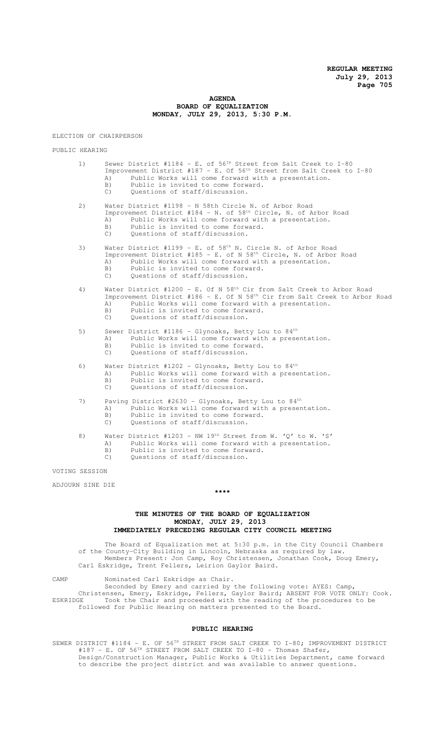# AGENDA
## BOARD OF EQUALIZATION
## MONDAY, JULY 29, 2013, 5:30 P.M.

ELECTION OF CHAIRPERSON

PUBLIC HEARING

1) Sewer District #1184 - E. of 56$^{TH}$ Street from Salt Creek to I-80
   Improvement District #187 - E. Of 56$^{th}$ Street from Salt Creek to I-80
   A) Public Works will come forward with a presentation.
   B) Public is invited to come forward.
   C) Questions of staff/discussion.

2) Water District #1198 - N 58th Circle N. of Arbor Road
   Improvement District #184 - N. of 58$^{th}$ Circle, N. of Arbor Road
   A) Public Works will come forward with a presentation.
   B) Public is invited to come forward.
   C) Questions of staff/discussion.

3) Water District #1199 - E. of 58$^{th}$ N. Circle N. of Arbor Road
   Improvement District #185 - E. of N 58$^{th}$ Circle, N. of Arbor Road
   A) Public Works will come forward with a presentation.
   B) Public is invited to come forward.
   C) Questions of staff/discussion.

4) Water District #1200 - E. Of N 58$^{th}$ Cir from Salt Creek to Arbor Road
   Improvement District #186 - E. Of N 58$^{th}$ Cir from Salt Creek to Arbor Road
   A) Public Works will come forward with a presentation.
   B) Public is invited to come forward.
   C) Questions of staff/discussion.

5) Sewer District #1186 - Glynoaks, Betty Lou to 84$^{th}$
   A) Public Works will come forward with a presentation.
   B) Public is invited to come forward.
   C) Questions of staff/discussion.

6) Water District #1202 - Glynoaks, Betty Lou to 84$^{th}$
   A) Public Works will come forward with a presentation.
   B) Public is invited to come forward.
   C) Questions of staff/discussion.

7) Paving District #2630 - Glynoaks, Betty Lou to 84$^{th}$
   A) Public Works will come forward with a presentation.
   B) Public is invited to come forward.
   C) Questions of staff/discussion.

8) Water District #1203 - NW 19$^{th}$ Street from W. 'Q' to W. 'S'
   A) Public Works will come forward with a presentation.
   B) Public is invited to come forward.
   C) Questions of staff/discussion.

VOTING SESSION

ADJOURN SINE DIE

\*\*\*\*

## THE MINUTES OF THE BOARD OF EQUALIZATION
## MONDAY, JULY 29, 2013
## IMMEDIATELY PRECEDING REGULAR CITY COUNCIL MEETING

The Board of Equalization met at 5:30 p.m. in the City Council Chambers of the County-City Building in Lincoln, Nebraska as required by law. Members Present: Jon Camp, Roy Christensen, Jonathan Cook, Doug Emery, Carl Eskridge, Trent Fellers, Leirion Gaylor Baird.

CAMP Nominated Carl Eskridge as Chair.
Seconded by Emery and carried by the following vote: AYES: Camp, Christensen, Emery, Eskridge, Fellers, Gaylor Baird; ABSENT FOR VOTE ONLY: Cook.

ESKRIDGE Took the Chair and proceeded with the reading of the procedures to be followed for Public Hearing on matters presented to the Board.

## PUBLIC HEARING

SEWER DISTRICT #1184 - E. OF 56$^{TH}$ STREET FROM SALT CREEK TO I-80; IMPROVEMENT DISTRICT #187 - E. OF 56$^{TH}$ STREET FROM SALT CREEK TO I-80 - Thomas Shafer, Design/Construction Manager, Public Works & Utilities Department, came forward to describe the project district and was available to answer questions.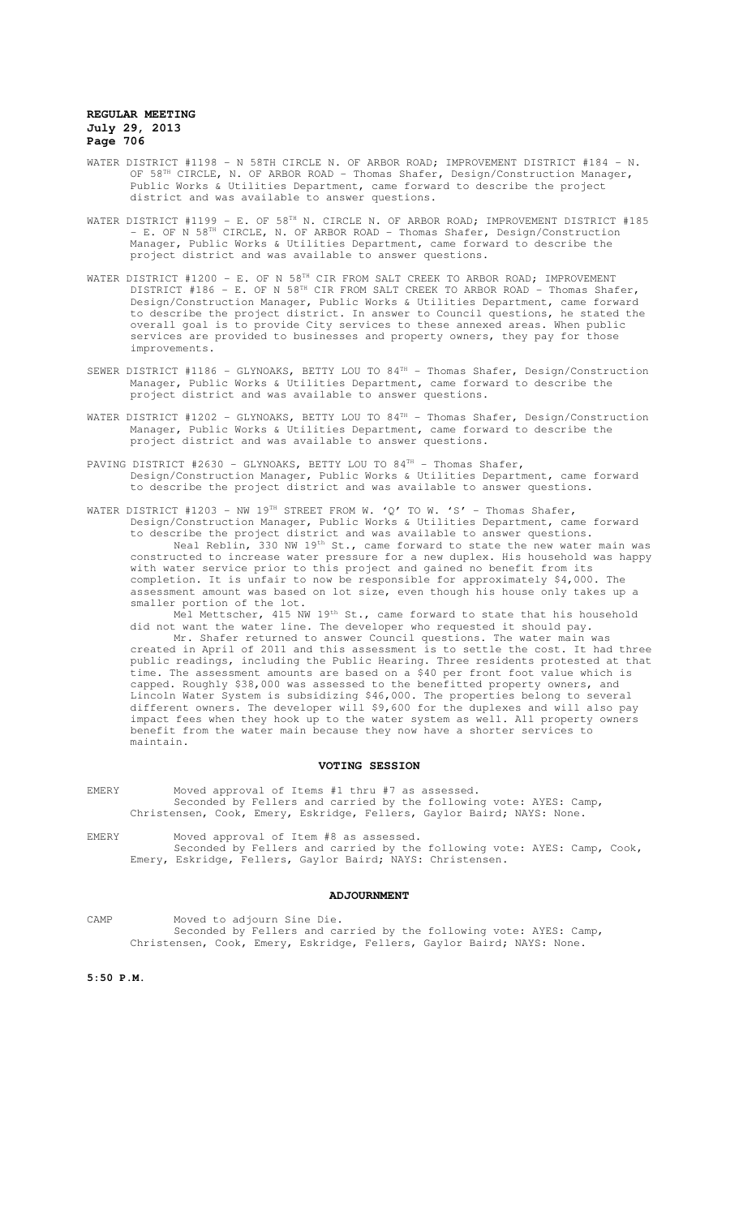WATER DISTRICT #1198 – N 58TH CIRCLE N. OF ARBOR ROAD; IMPROVEMENT DISTRICT #184 – N. OF 58TH CIRCLE, N. OF ARBOR ROAD - Thomas Shafer, Design/Construction Manager, Public Works & Utilities Department, came forward to describe the project district and was available to answer questions.

WATER DISTRICT #1199 – E. OF 58TH N. CIRCLE N. OF ARBOR ROAD; IMPROVEMENT DISTRICT #185 – E. OF N 58TH CIRCLE, N. OF ARBOR ROAD - Thomas Shafer, Design/Construction Manager, Public Works & Utilities Department, came forward to describe the project district and was available to answer questions.

WATER DISTRICT #1200 – E. OF N 58TH CIR FROM SALT CREEK TO ARBOR ROAD; IMPROVEMENT DISTRICT #186 – E. OF N 58TH CIR FROM SALT CREEK TO ARBOR ROAD - Thomas Shafer, Design/Construction Manager, Public Works & Utilities Department, came forward to describe the project district. In answer to Council questions, he stated the overall goal is to provide City services to these annexed areas. When public services are provided to businesses and property owners, they pay for those improvements.

SEWER DISTRICT #1186 – GLYNOAKS, BETTY LOU TO 84TH - Thomas Shafer, Design/Construction Manager, Public Works & Utilities Department, came forward to describe the project district and was available to answer questions.

WATER DISTRICT #1202 – GLYNOAKS, BETTY LOU TO 84TH - Thomas Shafer, Design/Construction Manager, Public Works & Utilities Department, came forward to describe the project district and was available to answer questions.

PAVING DISTRICT #2630 – GLYNOAKS, BETTY LOU TO 84TH - Thomas Shafer, Design/Construction Manager, Public Works & Utilities Department, came forward to describe the project district and was available to answer questions.

WATER DISTRICT #1203 – NW 19TH STREET FROM W. 'Q' TO W. 'S' - Thomas Shafer, Design/Construction Manager, Public Works & Utilities Department, came forward to describe the project district and was available to answer questions.

Neal Reblin, 330 NW 19th St., came forward to state the new water main was constructed to increase water pressure for a new duplex. His household was happy with water service prior to this project and gained no benefit from its completion. It is unfair to now be responsible for approximately $4,000. The assessment amount was based on lot size, even though his house only takes up a smaller portion of the lot.

Mel Mettscher, 415 NW 19th St., came forward to state that his household did not want the water line. The developer who requested it should pay.

Mr. Shafer returned to answer Council questions. The water main was created in April of 2011 and this assessment is to settle the cost. It had three public readings, including the Public Hearing. Three residents protested at that time. The assessment amounts are based on a $40 per front foot value which is capped. Roughly $38,000 was assessed to the benefitted property owners, and Lincoln Water System is subsidizing $46,000. The properties belong to several different owners. The developer will $9,600 for the duplexes and will also pay impact fees when they hook up to the water system as well. All property owners benefit from the water main because they now have a shorter services to maintain.

## VOTING SESSION

EMERY Moved approval of Items #1 thru #7 as assessed.
Seconded by Fellers and carried by the following vote: AYES: Camp, Christensen, Cook, Emery, Eskridge, Fellers, Gaylor Baird; NAYS: None.

EMERY Moved approval of Item #8 as assessed.
Seconded by Fellers and carried by the following vote: AYES: Camp, Cook, Emery, Eskridge, Fellers, Gaylor Baird; NAYS: Christensen.

## ADJOURNMENT

CAMP Moved to adjourn Sine Die.
Seconded by Fellers and carried by the following vote: AYES: Camp, Christensen, Cook, Emery, Eskridge, Fellers, Gaylor Baird; NAYS: None.

**5:50 P.M.**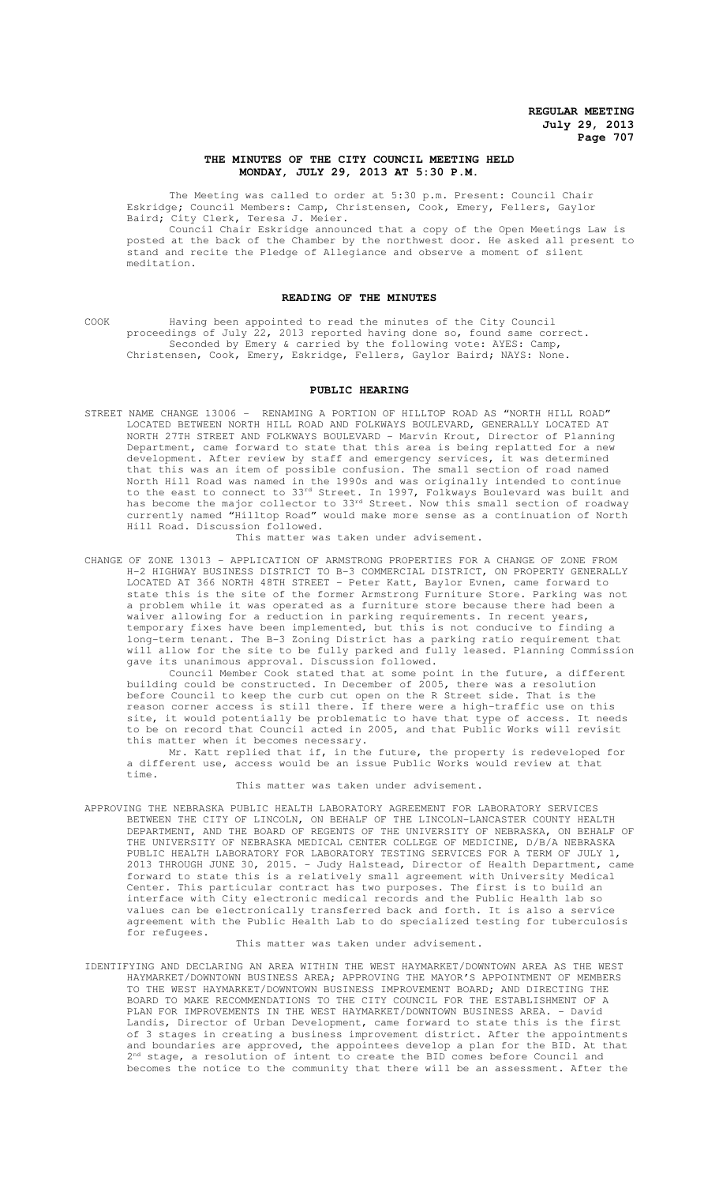## THE MINUTES OF THE CITY COUNCIL MEETING HELD MONDAY, JULY 29, 2013 AT 5:30 P.M.

The Meeting was called to order at 5:30 p.m. Present: Council Chair Eskridge; Council Members: Camp, Christensen, Cook, Emery, Fellers, Gaylor Baird; City Clerk, Teresa J. Meier.

Council Chair Eskridge announced that a copy of the Open Meetings Law is posted at the back of the Chamber by the northwest door. He asked all present to stand and recite the Pledge of Allegiance and observe a moment of silent meditation.

## READING OF THE MINUTES

COOK Having been appointed to read the minutes of the City Council proceedings of July 22, 2013 reported having done so, found same correct. Seconded by Emery & carried by the following vote: AYES: Camp, Christensen, Cook, Emery, Eskridge, Fellers, Gaylor Baird; NAYS: None.

## PUBLIC HEARING

STREET NAME CHANGE 13006 - RENAMING A PORTION OF HILLTOP ROAD AS "NORTH HILL ROAD" LOCATED BETWEEN NORTH HILL ROAD AND FOLKWAYS BOULEVARD, GENERALLY LOCATED AT NORTH 27TH STREET AND FOLKWAYS BOULEVARD - Marvin Krout, Director of Planning Department, came forward to state that this area is being replatted for a new development. After review by staff and emergency services, it was determined that this was an item of possible confusion. The small section of road named North Hill Road was named in the 1990s and was originally intended to continue to the east to connect to 33rd Street. In 1997, Folkways Boulevard was built and has become the major collector to 33rd Street. Now this small section of roadway currently named "Hilltop Road" would make more sense as a continuation of North Hill Road. Discussion followed.

This matter was taken under advisement.

CHANGE OF ZONE 13013 - APPLICATION OF ARMSTRONG PROPERTIES FOR A CHANGE OF ZONE FROM H-2 HIGHWAY BUSINESS DISTRICT TO B-3 COMMERCIAL DISTRICT, ON PROPERTY GENERALLY LOCATED AT 366 NORTH 48TH STREET - Peter Katt, Baylor Evnen, came forward to state this is the site of the former Armstrong Furniture Store. Parking was not a problem while it was operated as a furniture store because there had been a waiver allowing for a reduction in parking requirements. In recent years, temporary fixes have been implemented, but this is not conducive to finding a long-term tenant. The B-3 Zoning District has a parking ratio requirement that will allow for the site to be fully parked and fully leased. Planning Commission gave its unanimous approval. Discussion followed.

Council Member Cook stated that at some point in the future, a different building could be constructed. In December of 2005, there was a resolution before Council to keep the curb cut open on the R Street side. That is the reason corner access is still there. If there were a high-traffic use on this site, it would potentially be problematic to have that type of access. It needs to be on record that Council acted in 2005, and that Public Works will revisit this matter when it becomes necessary.

Mr. Katt replied that if, in the future, the property is redeveloped for a different use, access would be an issue Public Works would review at that time.

This matter was taken under advisement.

APPROVING THE NEBRASKA PUBLIC HEALTH LABORATORY AGREEMENT FOR LABORATORY SERVICES BETWEEN THE CITY OF LINCOLN, ON BEHALF OF THE LINCOLN-LANCASTER COUNTY HEALTH DEPARTMENT, AND THE BOARD OF REGENTS OF THE UNIVERSITY OF NEBRASKA, ON BEHALF OF THE UNIVERSITY OF NEBRASKA MEDICAL CENTER COLLEGE OF MEDICINE, D/B/A NEBRASKA PUBLIC HEALTH LABORATORY FOR LABORATORY TESTING SERVICES FOR A TERM OF JULY 1, 2013 THROUGH JUNE 30, 2015. - Judy Halstead, Director of Health Department, came forward to state this is a relatively small agreement with University Medical Center. This particular contract has two purposes. The first is to build an interface with City electronic medical records and the Public Health lab so values can be electronically transferred back and forth. It is also a service agreement with the Public Health Lab to do specialized testing for tuberculosis for refugees.

This matter was taken under advisement.

IDENTIFYING AND DECLARING AN AREA WITHIN THE WEST HAYMARKET/DOWNTOWN AREA AS THE WEST HAYMARKET/DOWNTOWN BUSINESS AREA; APPROVING THE MAYOR'S APPOINTMENT OF MEMBERS TO THE WEST HAYMARKET/DOWNTOWN BUSINESS IMPROVEMENT BOARD; AND DIRECTING THE BOARD TO MAKE RECOMMENDATIONS TO THE CITY COUNCIL FOR THE ESTABLISHMENT OF A PLAN FOR IMPROVEMENTS IN THE WEST HAYMARKET/DOWNTOWN BUSINESS AREA. - David Landis, Director of Urban Development, came forward to state this is the first of 3 stages in creating a business improvement district. After the appointments and boundaries are approved, the appointees develop a plan for the BID. At that 2nd stage, a resolution of intent to create the BID comes before Council and becomes the notice to the community that there will be an assessment. After the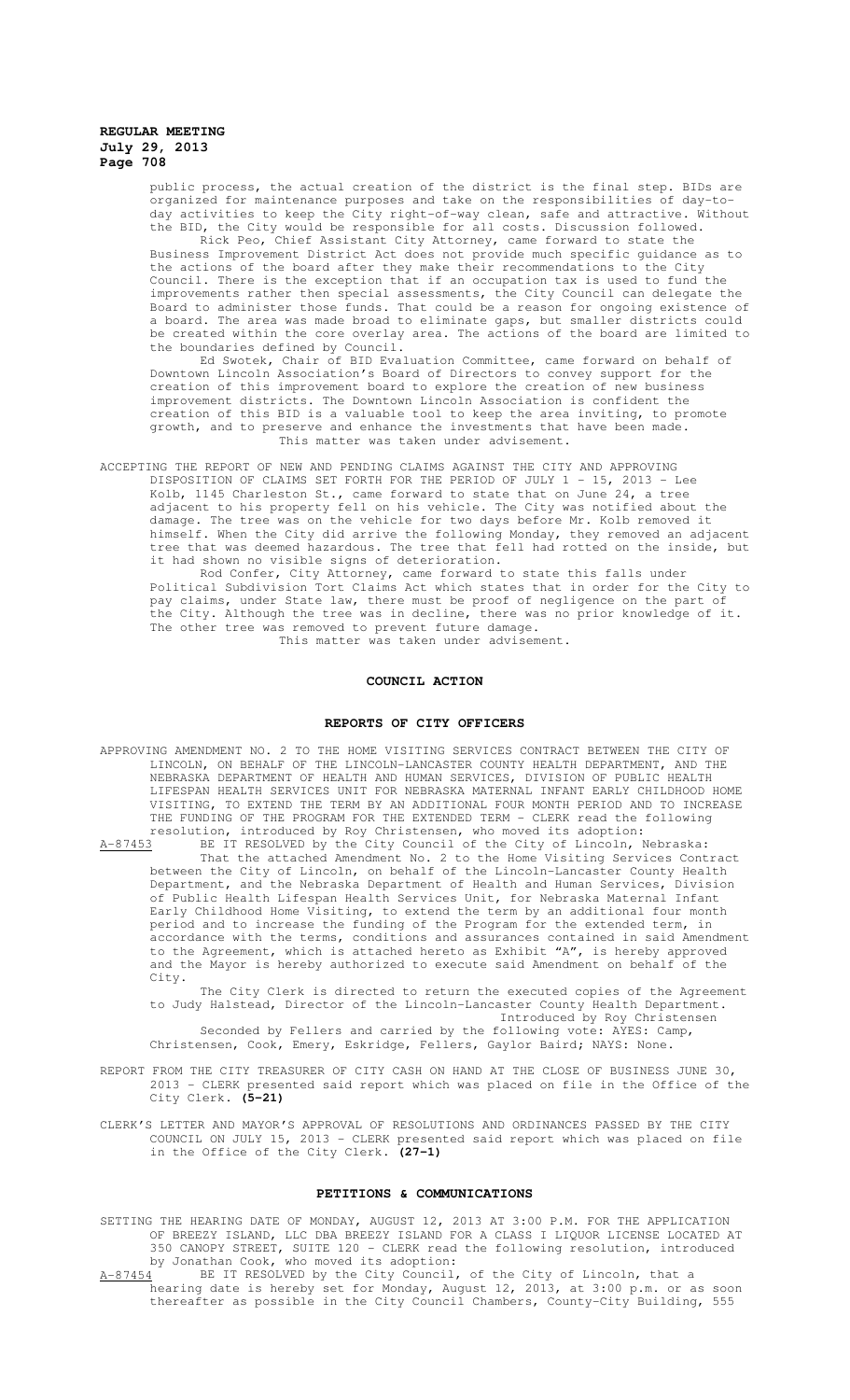public process, the actual creation of the district is the final step. BIDs are organized for maintenance purposes and take on the responsibilities of day-to-day activities to keep the City right-of-way clean, safe and attractive. Without the BID, the City would be responsible for all costs. Discussion followed.

Rick Peo, Chief Assistant City Attorney, came forward to state the Business Improvement District Act does not provide much specific guidance as to the actions of the board after they make their recommendations to the City Council. There is the exception that if an occupation tax is used to fund the improvements rather then special assessments, the City Council can delegate the Board to administer those funds. That could be a reason for ongoing existence of a board. The area was made broad to eliminate gaps, but smaller districts could be created within the core overlay area. The actions of the board are limited to the boundaries defined by Council.

Ed Swotek, Chair of BID Evaluation Committee, came forward on behalf of Downtown Lincoln Association's Board of Directors to convey support for the creation of this improvement board to explore the creation of new business improvement districts. The Downtown Lincoln Association is confident the creation of this BID is a valuable tool to keep the area inviting, to promote growth, and to preserve and enhance the investments that have been made.

This matter was taken under advisement.

ACCEPTING THE REPORT OF NEW AND PENDING CLAIMS AGAINST THE CITY AND APPROVING DISPOSITION OF CLAIMS SET FORTH FOR THE PERIOD OF JULY 1 - 15, 2013 - Lee Kolb, 1145 Charleston St., came forward to state that on June 24, a tree adjacent to his property fell on his vehicle. The City was notified about the damage. The tree was on the vehicle for two days before Mr. Kolb removed it himself. When the City did arrive the following Monday, they removed an adjacent tree that was deemed hazardous. The tree that fell had rotted on the inside, but it had shown no visible signs of deterioration.

Rod Confer, City Attorney, came forward to state this falls under Political Subdivision Tort Claims Act which states that in order for the City to pay claims, under State law, there must be proof of negligence on the part of the City. Although the tree was in decline, there was no prior knowledge of it. The other tree was removed to prevent future damage.

This matter was taken under advisement.

## COUNCIL ACTION

### REPORTS OF CITY OFFICERS

APPROVING AMENDMENT NO. 2 TO THE HOME VISITING SERVICES CONTRACT BETWEEN THE CITY OF LINCOLN, ON BEHALF OF THE LINCOLN-LANCASTER COUNTY HEALTH DEPARTMENT, AND THE NEBRASKA DEPARTMENT OF HEALTH AND HUMAN SERVICES, DIVISION OF PUBLIC HEALTH LIFESPAN HEALTH SERVICES UNIT FOR NEBRASKA MATERNAL INFANT EARLY CHILDHOOD HOME VISITING, TO EXTEND THE TERM BY AN ADDITIONAL FOUR MONTH PERIOD AND TO INCREASE THE FUNDING OF THE PROGRAM FOR THE EXTENDED TERM - CLERK read the following resolution, introduced by Roy Christensen, who moved its adoption:

A-87453 BE IT RESOLVED by the City Council of the City of Lincoln, Nebraska:

That the attached Amendment No. 2 to the Home Visiting Services Contract between the City of Lincoln, on behalf of the Lincoln-Lancaster County Health Department, and the Nebraska Department of Health and Human Services, Division of Public Health Lifespan Health Services Unit, for Nebraska Maternal Infant Early Childhood Home Visiting, to extend the term by an additional four month period and to increase the funding of the Program for the extended term, in accordance with the terms, conditions and assurances contained in said Amendment to the Agreement, which is attached hereto as Exhibit "A", is hereby approved and the Mayor is hereby authorized to execute said Amendment on behalf of the City.

The City Clerk is directed to return the executed copies of the Agreement to Judy Halstead, Director of the Lincoln-Lancaster County Health Department.

Introduced by Roy Christensen

Seconded by Fellers and carried by the following vote: AYES: Camp, Christensen, Cook, Emery, Eskridge, Fellers, Gaylor Baird; NAYS: None.

REPORT FROM THE CITY TREASURER OF CITY CASH ON HAND AT THE CLOSE OF BUSINESS JUNE 30, 2013 - CLERK presented said report which was placed on file in the Office of the City Clerk. **(5-21)**

CLERK'S LETTER AND MAYOR'S APPROVAL OF RESOLUTIONS AND ORDINANCES PASSED BY THE CITY COUNCIL ON JULY 15, 2013 - CLERK presented said report which was placed on file in the Office of the City Clerk. **(27-1)**

### PETITIONS & COMMUNICATIONS

SETTING THE HEARING DATE OF MONDAY, AUGUST 12, 2013 AT 3:00 P.M. FOR THE APPLICATION OF BREEZY ISLAND, LLC DBA BREEZY ISLAND FOR A CLASS I LIQUOR LICENSE LOCATED AT 350 CANOPY STREET, SUITE 120 - CLERK read the following resolution, introduced by Jonathan Cook, who moved its adoption:

A-87454 BE IT RESOLVED by the City Council, of the City of Lincoln, that a hearing date is hereby set for Monday, August 12, 2013, at 3:00 p.m. or as soon thereafter as possible in the City Council Chambers, County-City Building, 555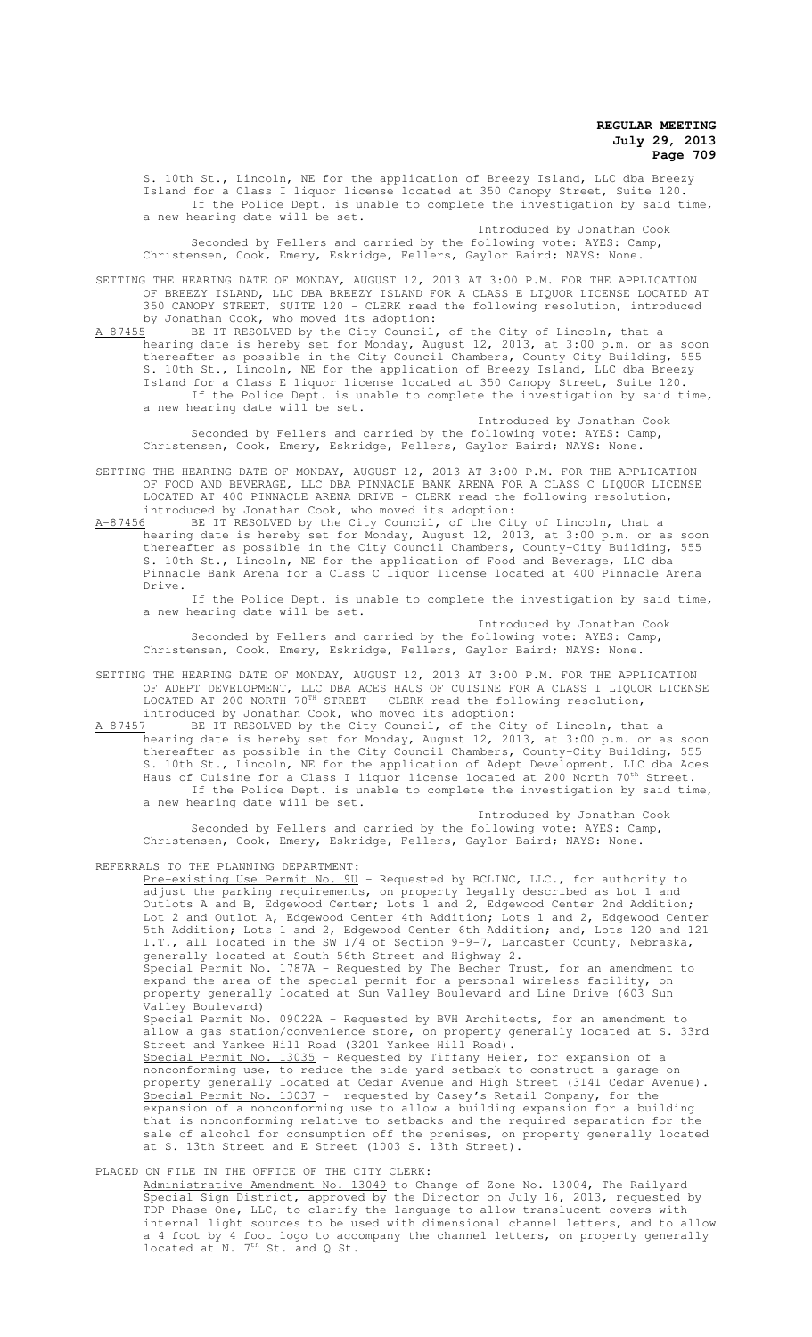S. 10th St., Lincoln, NE for the application of Breezy Island, LLC dba Breezy Island for a Class I liquor license located at 350 Canopy Street, Suite 120.

If the Police Dept. is unable to complete the investigation by said time, a new hearing date will be set.

Introduced by Jonathan Cook

Seconded by Fellers and carried by the following vote: AYES: Camp, Christensen, Cook, Emery, Eskridge, Fellers, Gaylor Baird; NAYS: None.

SETTING THE HEARING DATE OF MONDAY, AUGUST 12, 2013 AT 3:00 P.M. FOR THE APPLICATION OF BREEZY ISLAND, LLC DBA BREEZY ISLAND FOR A CLASS E LIQUOR LICENSE LOCATED AT 350 CANOPY STREET, SUITE 120 - CLERK read the following resolution, introduced by Jonathan Cook, who moved its adoption:

A-87455 BE IT RESOLVED by the City Council, of the City of Lincoln, that a hearing date is hereby set for Monday, August 12, 2013, at 3:00 p.m. or as soon thereafter as possible in the City Council Chambers, County-City Building, 555 S. 10th St., Lincoln, NE for the application of Breezy Island, LLC dba Breezy Island for a Class E liquor license located at 350 Canopy Street, Suite 120.

If the Police Dept. is unable to complete the investigation by said time, a new hearing date will be set.

Introduced by Jonathan Cook

Seconded by Fellers and carried by the following vote: AYES: Camp, Christensen, Cook, Emery, Eskridge, Fellers, Gaylor Baird; NAYS: None.

SETTING THE HEARING DATE OF MONDAY, AUGUST 12, 2013 AT 3:00 P.M. FOR THE APPLICATION OF FOOD AND BEVERAGE, LLC DBA PINNACLE BANK ARENA FOR A CLASS C LIQUOR LICENSE LOCATED AT 400 PINNACLE ARENA DRIVE - CLERK read the following resolution, introduced by Jonathan Cook, who moved its adoption:

A-87456 BE IT RESOLVED by the City Council, of the City of Lincoln, that a hearing date is hereby set for Monday, August 12, 2013, at 3:00 p.m. or as soon thereafter as possible in the City Council Chambers, County-City Building, 555 S. 10th St., Lincoln, NE for the application of Food and Beverage, LLC dba Pinnacle Bank Arena for a Class C liquor license located at 400 Pinnacle Arena Drive.

If the Police Dept. is unable to complete the investigation by said time, a new hearing date will be set.

Introduced by Jonathan Cook

Seconded by Fellers and carried by the following vote: AYES: Camp, Christensen, Cook, Emery, Eskridge, Fellers, Gaylor Baird; NAYS: None.

SETTING THE HEARING DATE OF MONDAY, AUGUST 12, 2013 AT 3:00 P.M. FOR THE APPLICATION OF ADEPT DEVELOPMENT, LLC DBA ACES HAUS OF CUISINE FOR A CLASS I LIQUOR LICENSE LOCATED AT 200 NORTH 70TH STREET - CLERK read the following resolution, introduced by Jonathan Cook, who moved its adoption:

A-87457 BE IT RESOLVED by the City Council, of the City of Lincoln, that a hearing date is hereby set for Monday, August 12, 2013, at 3:00 p.m. or as soon thereafter as possible in the City Council Chambers, County-City Building, 555 S. 10th St., Lincoln, NE for the application of Adept Development, LLC dba Aces Haus of Cuisine for a Class I liquor license located at 200 North 70th Street.

If the Police Dept. is unable to complete the investigation by said time, a new hearing date will be set.

Introduced by Jonathan Cook

Seconded by Fellers and carried by the following vote: AYES: Camp, Christensen, Cook, Emery, Eskridge, Fellers, Gaylor Baird; NAYS: None.

REFERRALS TO THE PLANNING DEPARTMENT:

Pre-existing Use Permit No. 9U - Requested by BCLINC, LLC., for authority to adjust the parking requirements, on property legally described as Lot 1 and Outlots A and B, Edgewood Center; Lots 1 and 2, Edgewood Center 2nd Addition; Lot 2 and Outlot A, Edgewood Center 4th Addition; Lots 1 and 2, Edgewood Center 5th Addition; Lots 1 and 2, Edgewood Center 6th Addition; and, Lots 120 and 121 I.T., all located in the SW 1/4 of Section 9-9-7, Lancaster County, Nebraska, generally located at South 56th Street and Highway 2.

Special Permit No. 1787A - Requested by The Becher Trust, for an amendment to expand the area of the special permit for a personal wireless facility, on property generally located at Sun Valley Boulevard and Line Drive (603 Sun Valley Boulevard)

Special Permit No. 09022A - Requested by BVH Architects, for an amendment to allow a gas station/convenience store, on property generally located at S. 33rd Street and Yankee Hill Road (3201 Yankee Hill Road).

Special Permit No. 13035 - Requested by Tiffany Heier, for expansion of a nonconforming use, to reduce the side yard setback to construct a garage on property generally located at Cedar Avenue and High Street (3141 Cedar Avenue).

Special Permit No. 13037 - requested by Casey's Retail Company, for the expansion of a nonconforming use to allow a building expansion for a building that is nonconforming relative to setbacks and the required separation for the sale of alcohol for consumption off the premises, on property generally located at S. 13th Street and E Street (1003 S. 13th Street).

PLACED ON FILE IN THE OFFICE OF THE CITY CLERK:

Administrative Amendment No. 13049 to Change of Zone No. 13004, The Railyard Special Sign District, approved by the Director on July 16, 2013, requested by TDP Phase One, LLC, to clarify the language to allow translucent covers with internal light sources to be used with dimensional channel letters, and to allow a 4 foot by 4 foot logo to accompany the channel letters, on property generally located at N. 7th St. and Q St.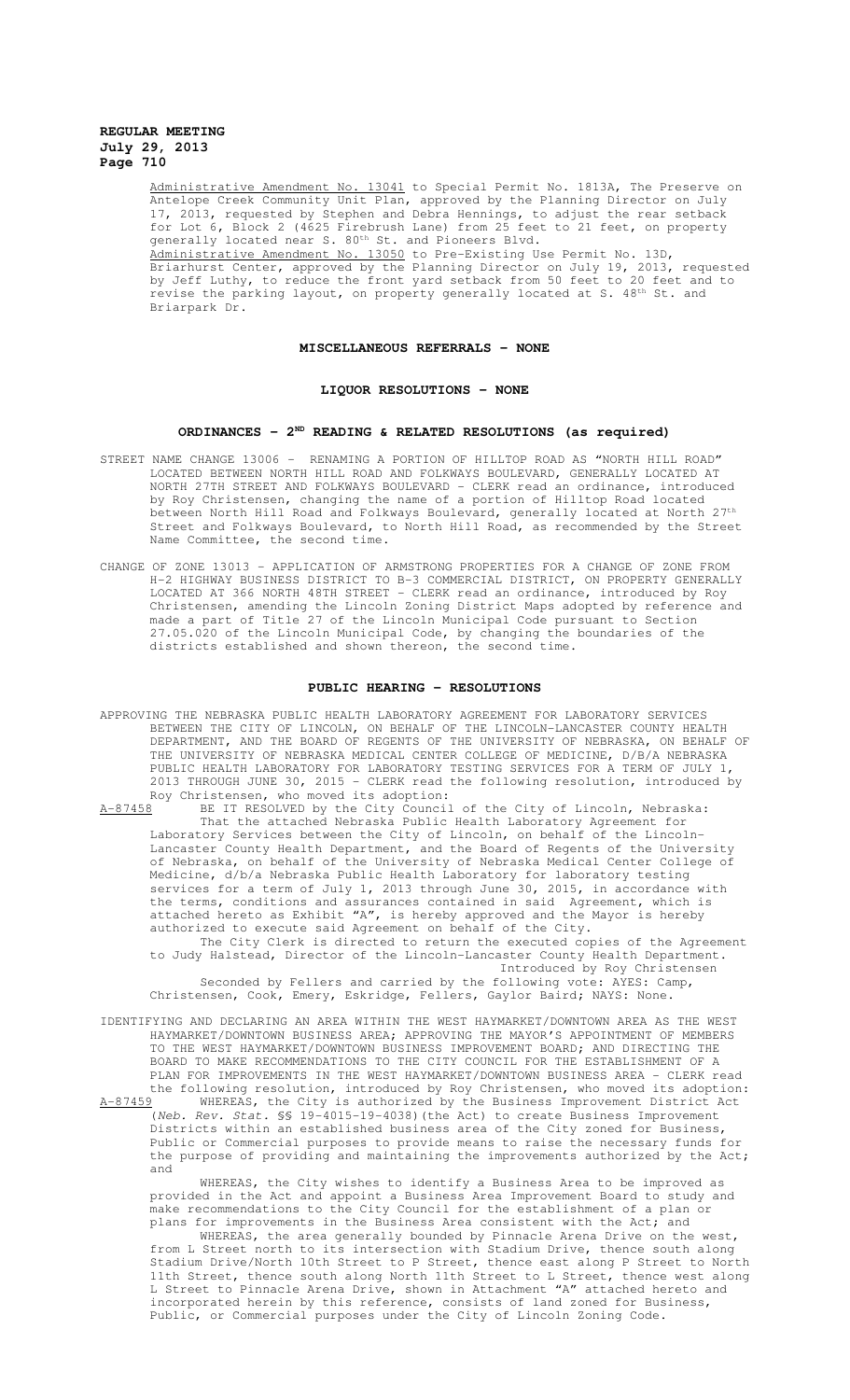Administrative Amendment No. 13041 to Special Permit No. 1813A, The Preserve on Antelope Creek Community Unit Plan, approved by the Planning Director on July 17, 2013, requested by Stephen and Debra Hennings, to adjust the rear setback for Lot 6, Block 2 (4625 Firebrush Lane) from 25 feet to 21 feet, on property generally located near S. 80th St. and Pioneers Blvd.

Administrative Amendment No. 13050 to Pre-Existing Use Permit No. 13D, Briarhurst Center, approved by the Planning Director on July 19, 2013, requested by Jeff Luthy, to reduce the front yard setback from 50 feet to 20 feet and to revise the parking layout, on property generally located at S. 48th St. and Briarpark Dr.

## MISCELLANEOUS REFERRALS - NONE

## LIQUOR RESOLUTIONS - NONE

## ORDINANCES - 2ND READING & RELATED RESOLUTIONS (as required)

STREET NAME CHANGE 13006 – RENAMING A PORTION OF HILLTOP ROAD AS "NORTH HILL ROAD" LOCATED BETWEEN NORTH HILL ROAD AND FOLKWAYS BOULEVARD, GENERALLY LOCATED AT NORTH 27TH STREET AND FOLKWAYS BOULEVARD - CLERK read an ordinance, introduced by Roy Christensen, changing the name of a portion of Hilltop Road located between North Hill Road and Folkways Boulevard, generally located at North 27th Street and Folkways Boulevard, to North Hill Road, as recommended by the Street Name Committee, the second time.

CHANGE OF ZONE 13013 – APPLICATION OF ARMSTRONG PROPERTIES FOR A CHANGE OF ZONE FROM H-2 HIGHWAY BUSINESS DISTRICT TO B-3 COMMERCIAL DISTRICT, ON PROPERTY GENERALLY LOCATED AT 366 NORTH 48TH STREET - CLERK read an ordinance, introduced by Roy Christensen, amending the Lincoln Zoning District Maps adopted by reference and made a part of Title 27 of the Lincoln Municipal Code pursuant to Section 27.05.020 of the Lincoln Municipal Code, by changing the boundaries of the districts established and shown thereon, the second time.

## PUBLIC HEARING - RESOLUTIONS

APPROVING THE NEBRASKA PUBLIC HEALTH LABORATORY AGREEMENT FOR LABORATORY SERVICES BETWEEN THE CITY OF LINCOLN, ON BEHALF OF THE LINCOLN-LANCASTER COUNTY HEALTH DEPARTMENT, AND THE BOARD OF REGENTS OF THE UNIVERSITY OF NEBRASKA, ON BEHALF OF THE UNIVERSITY OF NEBRASKA MEDICAL CENTER COLLEGE OF MEDICINE, D/B/A NEBRASKA PUBLIC HEALTH LABORATORY FOR LABORATORY TESTING SERVICES FOR A TERM OF JULY 1, 2013 THROUGH JUNE 30, 2015 - CLERK read the following resolution, introduced by Roy Christensen, who moved its adoption:

A-87458 BE IT RESOLVED by the City Council of the City of Lincoln, Nebraska:

That the attached Nebraska Public Health Laboratory Agreement for Laboratory Services between the City of Lincoln, on behalf of the Lincoln-Lancaster County Health Department, and the Board of Regents of the University of Nebraska, on behalf of the University of Nebraska Medical Center College of Medicine, d/b/a Nebraska Public Health Laboratory for laboratory testing services for a term of July 1, 2013 through June 30, 2015, in accordance with the terms, conditions and assurances contained in said Agreement, which is attached hereto as Exhibit "A", is hereby approved and the Mayor is hereby authorized to execute said Agreement on behalf of the City.

The City Clerk is directed to return the executed copies of the Agreement to Judy Halstead, Director of the Lincoln-Lancaster County Health Department.

Introduced by Roy Christensen

Seconded by Fellers and carried by the following vote: AYES: Camp, Christensen, Cook, Emery, Eskridge, Fellers, Gaylor Baird; NAYS: None.

IDENTIFYING AND DECLARING AN AREA WITHIN THE WEST HAYMARKET/DOWNTOWN AREA AS THE WEST HAYMARKET/DOWNTOWN BUSINESS AREA; APPROVING THE MAYOR'S APPOINTMENT OF MEMBERS TO THE WEST HAYMARKET/DOWNTOWN BUSINESS IMPROVEMENT BOARD; AND DIRECTING THE BOARD TO MAKE RECOMMENDATIONS TO THE CITY COUNCIL FOR THE ESTABLISHMENT OF A PLAN FOR IMPROVEMENTS IN THE WEST HAYMARKET/DOWNTOWN BUSINESS AREA - CLERK read the following resolution, introduced by Roy Christensen, who moved its adoption:

A-87459 WHEREAS, the City is authorized by the Business Improvement District Act (*Neb. Rev. Stat.* §§ 19-4015-19-4038)(the Act) to create Business Improvement Districts within an established business area of the City zoned for Business, Public or Commercial purposes to provide means to raise the necessary funds for the purpose of providing and maintaining the improvements authorized by the Act; and

WHEREAS, the City wishes to identify a Business Area to be improved as provided in the Act and appoint a Business Area Improvement Board to study and make recommendations to the City Council for the establishment of a plan or plans for improvements in the Business Area consistent with the Act; and

WHEREAS, the area generally bounded by Pinnacle Arena Drive on the west, from L Street north to its intersection with Stadium Drive, thence south along Stadium Drive/North 10th Street to P Street, thence east along P Street to North 11th Street, thence south along North 11th Street to L Street, thence west along L Street to Pinnacle Arena Drive, shown in Attachment "A" attached hereto and incorporated herein by this reference, consists of land zoned for Business, Public, or Commercial purposes under the City of Lincoln Zoning Code.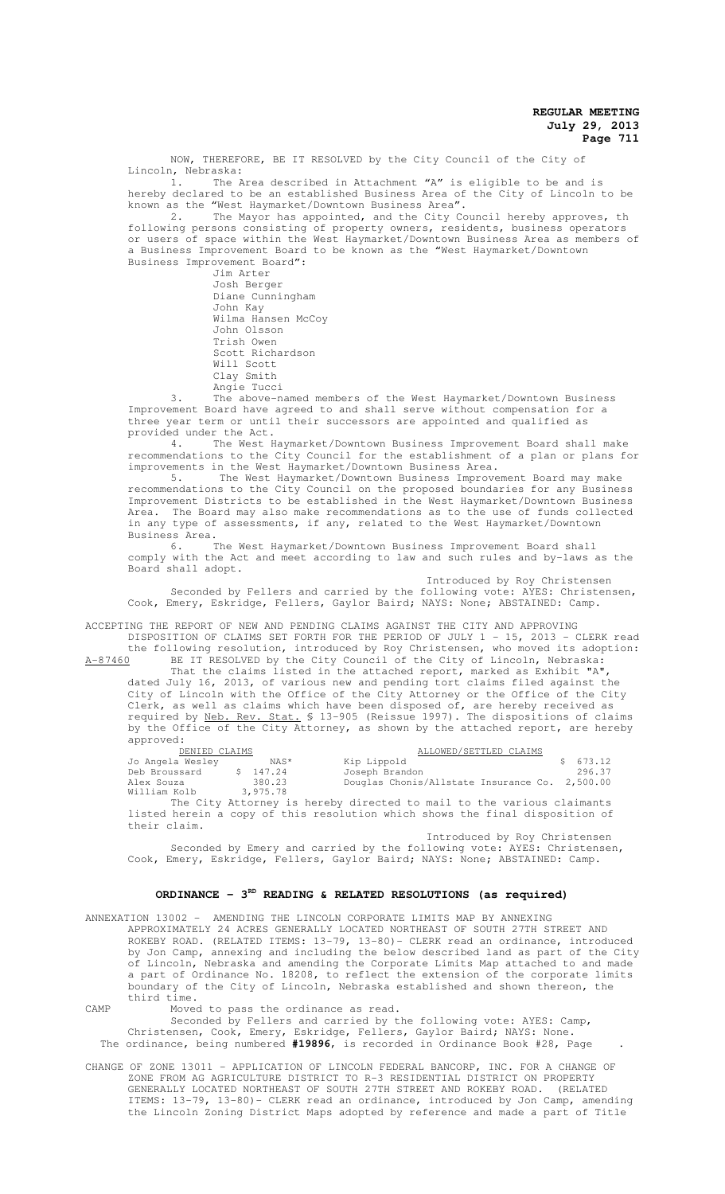NOW, THEREFORE, BE IT RESOLVED by the City Council of the City of Lincoln, Nebraska:

1. The Area described in Attachment "A" is eligible to be and is hereby declared to be an established Business Area of the City of Lincoln to be known as the "West Haymarket/Downtown Business Area".

2. The Mayor has appointed, and the City Council hereby approves, th following persons consisting of property owners, residents, business operators or users of space within the West Haymarket/Downtown Business Area as members of a Business Improvement Board to be known as the "West Haymarket/Downtown Business Improvement Board":

Jim Arter
Josh Berger
Diane Cunningham
John Kay
Wilma Hansen McCoy
John Olsson
Trish Owen
Scott Richardson
Will Scott
Clay Smith
Angie Tucci

3. The above-named members of the West Haymarket/Downtown Business Improvement Board have agreed to and shall serve without compensation for a three year term or until their successors are appointed and qualified as provided under the Act.

4. The West Haymarket/Downtown Business Improvement Board shall make recommendations to the City Council for the establishment of a plan or plans for improvements in the West Haymarket/Downtown Business Area.

5. The West Haymarket/Downtown Business Improvement Board may make recommendations to the City Council on the proposed boundaries for any Business Improvement Districts to be established in the West Haymarket/Downtown Business Area. The Board may also make recommendations as to the use of funds collected in any type of assessments, if any, related to the West Haymarket/Downtown Business Area.

6. The West Haymarket/Downtown Business Improvement Board shall comply with the Act and meet according to law and such rules and by-laws as the Board shall adopt.

Introduced by Roy Christensen

Seconded by Fellers and carried by the following vote: AYES: Christensen, Cook, Emery, Eskridge, Fellers, Gaylor Baird; NAYS: None; ABSTAINED: Camp.

ACCEPTING THE REPORT OF NEW AND PENDING CLAIMS AGAINST THE CITY AND APPROVING DISPOSITION OF CLAIMS SET FORTH FOR THE PERIOD OF JULY 1 - 15, 2013 - CLERK read the following resolution, introduced by Roy Christensen, who moved its adoption:

A-87460 BE IT RESOLVED by the City Council of the City of Lincoln, Nebraska:

That the claims listed in the attached report, marked as Exhibit "A", dated July 16, 2013, of various new and pending tort claims filed against the City of Lincoln with the Office of the City Attorney or the Office of the City Clerk, as well as claims which have been disposed of, are hereby received as required by Neb. Rev. Stat. § 13-905 (Reissue 1997). The dispositions of claims by the Office of the City Attorney, as shown by the attached report, are hereby approved:

| DENIED CLAIMS | | ALLOWED/SETTLED CLAIMS | |
|---|---|---|---|
| Jo Angela Wesley | NAS* | Kip Lippold | $ 673.12 |
| Deb Broussard | $ 147.24 | Joseph Brandon | 296.37 |
| Alex Souza | 380.23 | Douglas Chonis/Allstate Insurance Co. | 2,500.00 |
| William Kolb | 3,975.78 | | |

The City Attorney is hereby directed to mail to the various claimants listed herein a copy of this resolution which shows the final disposition of their claim.

Introduced by Roy Christensen

Seconded by Emery and carried by the following vote: AYES: Christensen, Cook, Emery, Eskridge, Fellers, Gaylor Baird; NAYS: None; ABSTAINED: Camp.

## ORDINANCE - 3RD READING & RELATED RESOLUTIONS (as required)

ANNEXATION 13002 - AMENDING THE LINCOLN CORPORATE LIMITS MAP BY ANNEXING APPROXIMATELY 24 ACRES GENERALLY LOCATED NORTHEAST OF SOUTH 27TH STREET AND ROKEBY ROAD. (RELATED ITEMS: 13-79, 13-80)- CLERK read an ordinance, introduced by Jon Camp, annexing and including the below described land as part of the City of Lincoln, Nebraska and amending the Corporate Limits Map attached to and made a part of Ordinance No. 18208, to reflect the extension of the corporate limits boundary of the City of Lincoln, Nebraska established and shown thereon, the third time.

CAMP Moved to pass the ordinance as read.

Seconded by Fellers and carried by the following vote: AYES: Camp, Christensen, Cook, Emery, Eskridge, Fellers, Gaylor Baird; NAYS: None.

The ordinance, being numbered **#19896**, is recorded in Ordinance Book #28, Page .

CHANGE OF ZONE 13011 - APPLICATION OF LINCOLN FEDERAL BANCORP, INC. FOR A CHANGE OF ZONE FROM AG AGRICULTURE DISTRICT TO R-3 RESIDENTIAL DISTRICT ON PROPERTY GENERALLY LOCATED NORTHEAST OF SOUTH 27TH STREET AND ROKEBY ROAD. (RELATED ITEMS: 13-79, 13-80)- CLERK read an ordinance, introduced by Jon Camp, amending the Lincoln Zoning District Maps adopted by reference and made a part of Title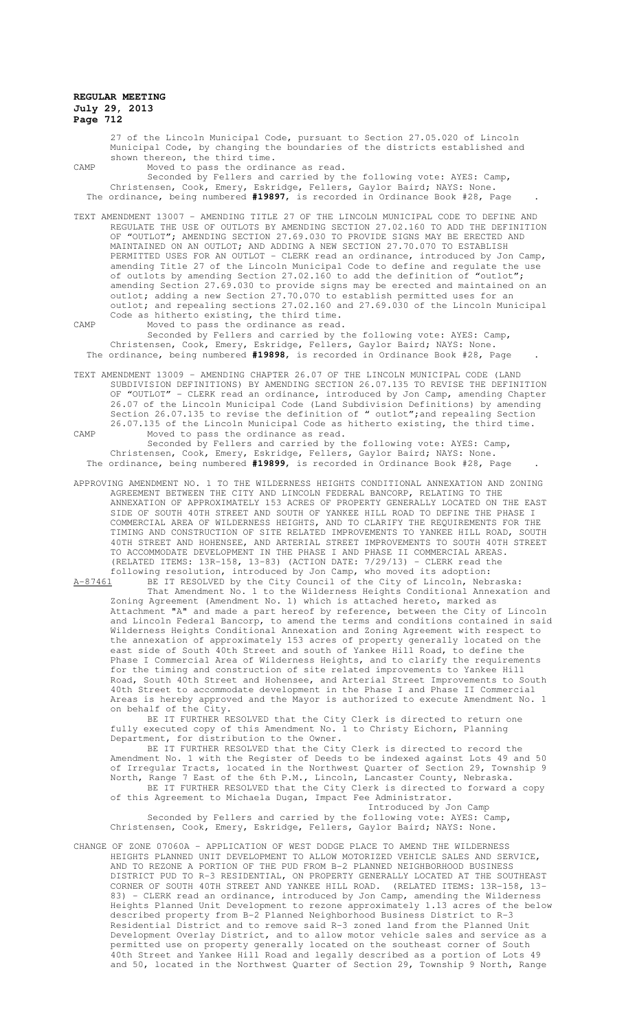27 of the Lincoln Municipal Code, pursuant to Section 27.05.020 of Lincoln Municipal Code, by changing the boundaries of the districts established and shown thereon, the third time.

CAMP Moved to pass the ordinance as read.

Seconded by Fellers and carried by the following vote: AYES: Camp, Christensen, Cook, Emery, Eskridge, Fellers, Gaylor Baird; NAYS: None.

The ordinance, being numbered **#19897**, is recorded in Ordinance Book #28, Page .

TEXT AMENDMENT 13007 – AMENDING TITLE 27 OF THE LINCOLN MUNICIPAL CODE TO DEFINE AND REGULATE THE USE OF OUTLOTS BY AMENDING SECTION 27.02.160 TO ADD THE DEFINITION OF "OUTLOT"; AMENDING SECTION 27.69.030 TO PROVIDE SIGNS MAY BE ERECTED AND MAINTAINED ON AN OUTLOT; AND ADDING A NEW SECTION 27.70.070 TO ESTABLISH PERMITTED USES FOR AN OUTLOT - CLERK read an ordinance, introduced by Jon Camp, amending Title 27 of the Lincoln Municipal Code to define and regulate the use of outlots by amending Section 27.02.160 to add the definition of "outlot"; amending Section 27.69.030 to provide signs may be erected and maintained on an outlot; adding a new Section 27.70.070 to establish permitted uses for an outlot; and repealing sections 27.02.160 and 27.69.030 of the Lincoln Municipal Code as hitherto existing, the third time.

CAMP Moved to pass the ordinance as read.

Seconded by Fellers and carried by the following vote: AYES: Camp, Christensen, Cook, Emery, Eskridge, Fellers, Gaylor Baird; NAYS: None.

The ordinance, being numbered **#19898**, is recorded in Ordinance Book #28, Page .

TEXT AMENDMENT 13009 – AMENDING CHAPTER 26.07 OF THE LINCOLN MUNICIPAL CODE (LAND SUBDIVISION DEFINITIONS) BY AMENDING SECTION 26.07.135 TO REVISE THE DEFINITION OF "OUTLOT" - CLERK read an ordinance, introduced by Jon Camp, amending Chapter 26.07 of the Lincoln Municipal Code (Land Subdivision Definitions) by amending Section 26.07.135 to revise the definition of " outlot";and repealing Section 26.07.135 of the Lincoln Municipal Code as hitherto existing, the third time.

CAMP Moved to pass the ordinance as read.

Seconded by Fellers and carried by the following vote: AYES: Camp, Christensen, Cook, Emery, Eskridge, Fellers, Gaylor Baird; NAYS: None.

The ordinance, being numbered **#19899**, is recorded in Ordinance Book #28, Page .

APPROVING AMENDMENT NO. 1 TO THE WILDERNESS HEIGHTS CONDITIONAL ANNEXATION AND ZONING AGREEMENT BETWEEN THE CITY AND LINCOLN FEDERAL BANCORP, RELATING TO THE ANNEXATION OF APPROXIMATELY 153 ACRES OF PROPERTY GENERALLY LOCATED ON THE EAST SIDE OF SOUTH 40TH STREET AND SOUTH OF YANKEE HILL ROAD TO DEFINE THE PHASE I COMMERCIAL AREA OF WILDERNESS HEIGHTS, AND TO CLARIFY THE REQUIREMENTS FOR THE TIMING AND CONSTRUCTION OF SITE RELATED IMPROVEMENTS TO YANKEE HILL ROAD, SOUTH 40TH STREET AND HOHENSEE, AND ARTERIAL STREET IMPROVEMENTS TO SOUTH 40TH STREET TO ACCOMMODATE DEVELOPMENT IN THE PHASE I AND PHASE II COMMERCIAL AREAS. (RELATED ITEMS: 13R-158, 13-83) (ACTION DATE: 7/29/13) - CLERK read the following resolution, introduced by Jon Camp, who moved its adoption:

A-87461 BE IT RESOLVED by the City Council of the City of Lincoln, Nebraska:

That Amendment No. 1 to the Wilderness Heights Conditional Annexation and Zoning Agreement (Amendment No. 1) which is attached hereto, marked as Attachment "A" and made a part hereof by reference, between the City of Lincoln and Lincoln Federal Bancorp, to amend the terms and conditions contained in said Wilderness Heights Conditional Annexation and Zoning Agreement with respect to the annexation of approximately 153 acres of property generally located on the east side of South 40th Street and south of Yankee Hill Road, to define the Phase I Commercial Area of Wilderness Heights, and to clarify the requirements for the timing and construction of site related improvements to Yankee Hill Road, South 40th Street and Hohensee, and Arterial Street Improvements to South 40th Street to accommodate development in the Phase I and Phase II Commercial Areas is hereby approved and the Mayor is authorized to execute Amendment No. 1 on behalf of the City.

BE IT FURTHER RESOLVED that the City Clerk is directed to return one fully executed copy of this Amendment No. 1 to Christy Eichorn, Planning Department, for distribution to the Owner.

BE IT FURTHER RESOLVED that the City Clerk is directed to record the Amendment No. 1 with the Register of Deeds to be indexed against Lots 49 and 50 of Irregular Tracts, located in the Northwest Quarter of Section 29, Township 9 North, Range 7 East of the 6th P.M., Lincoln, Lancaster County, Nebraska.

BE IT FURTHER RESOLVED that the City Clerk is directed to forward a copy of this Agreement to Michaela Dugan, Impact Fee Administrator.

Introduced by Jon Camp

Seconded by Fellers and carried by the following vote: AYES: Camp, Christensen, Cook, Emery, Eskridge, Fellers, Gaylor Baird; NAYS: None.

CHANGE OF ZONE 07060A – APPLICATION OF WEST DODGE PLACE TO AMEND THE WILDERNESS HEIGHTS PLANNED UNIT DEVELOPMENT TO ALLOW MOTORIZED VEHICLE SALES AND SERVICE, AND TO REZONE A PORTION OF THE PUD FROM B-2 PLANNED NEIGHBORHOOD BUSINESS DISTRICT PUD TO R-3 RESIDENTIAL, ON PROPERTY GENERALLY LOCATED AT THE SOUTHEAST CORNER OF SOUTH 40TH STREET AND YANKEE HILL ROAD. (RELATED ITEMS: 13R-158, 13-83) - CLERK read an ordinance, introduced by Jon Camp, amending the Wilderness Heights Planned Unit Development to rezone approximately 1.13 acres of the below described property from B-2 Planned Neighborhood Business District to R-3 Residential District and to remove said R-3 zoned land from the Planned Unit Development Overlay District, and to allow motor vehicle sales and service as a permitted use on property generally located on the southeast corner of South 40th Street and Yankee Hill Road and legally described as a portion of Lots 49 and 50, located in the Northwest Quarter of Section 29, Township 9 North, Range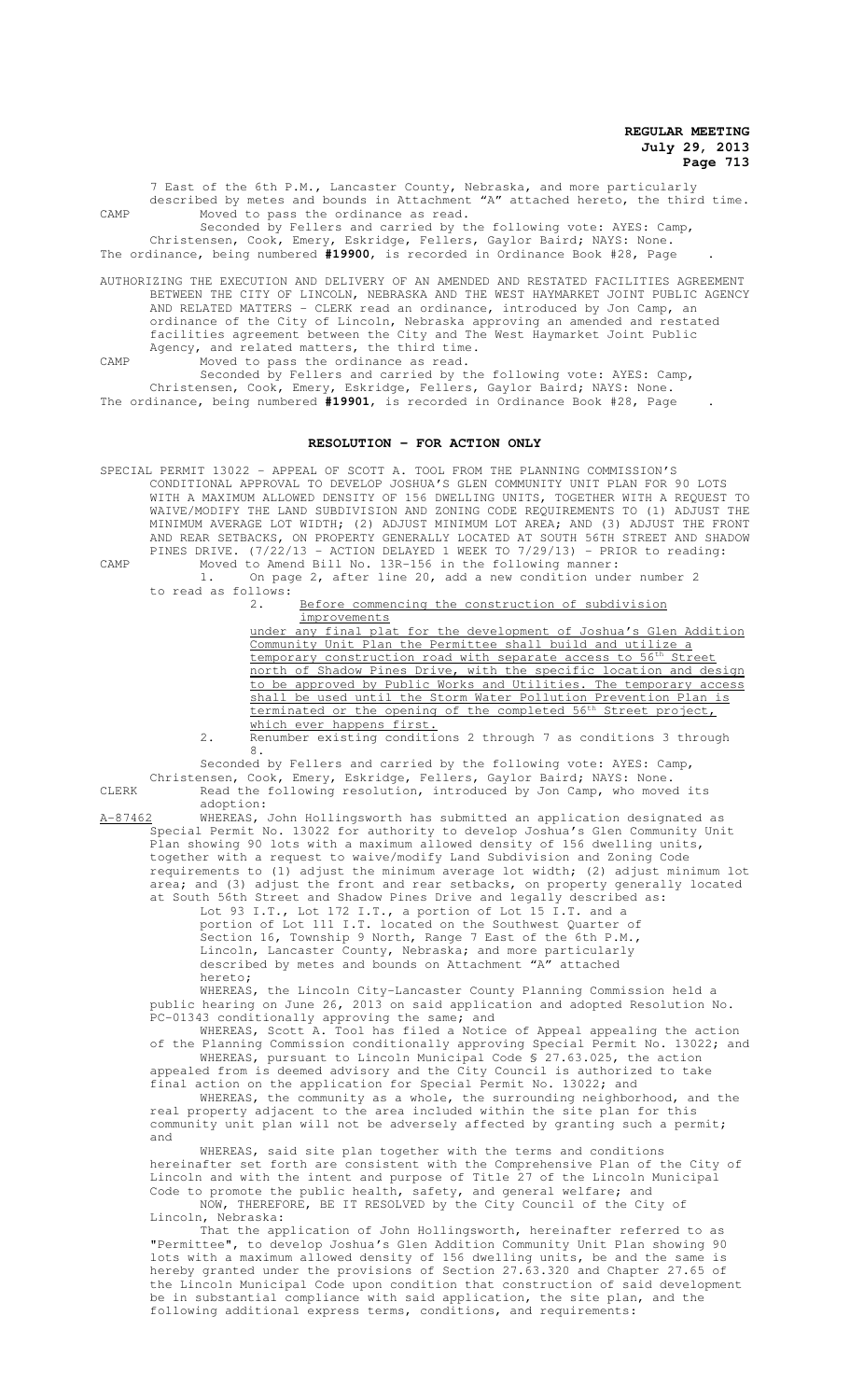7 East of the 6th P.M., Lancaster County, Nebraska, and more particularly described by metes and bounds in Attachment "A" attached hereto, the third time.

CAMP Moved to pass the ordinance as read.

Seconded by Fellers and carried by the following vote: AYES: Camp, Christensen, Cook, Emery, Eskridge, Fellers, Gaylor Baird; NAYS: None.

The ordinance, being numbered **#19900**, is recorded in Ordinance Book #28, Page .

AUTHORIZING THE EXECUTION AND DELIVERY OF AN AMENDED AND RESTATED FACILITIES AGREEMENT BETWEEN THE CITY OF LINCOLN, NEBRASKA AND THE WEST HAYMARKET JOINT PUBLIC AGENCY AND RELATED MATTERS - CLERK read an ordinance, introduced by Jon Camp, an ordinance of the City of Lincoln, Nebraska approving an amended and restated facilities agreement between the City and The West Haymarket Joint Public Agency, and related matters, the third time.

CAMP Moved to pass the ordinance as read.

Seconded by Fellers and carried by the following vote: AYES: Camp, Christensen, Cook, Emery, Eskridge, Fellers, Gaylor Baird; NAYS: None.

The ordinance, being numbered **#19901**, is recorded in Ordinance Book #28, Page .

## RESOLUTION - FOR ACTION ONLY

SPECIAL PERMIT 13022 - APPEAL OF SCOTT A. TOOL FROM THE PLANNING COMMISSION'S CONDITIONAL APPROVAL TO DEVELOP JOSHUA'S GLEN COMMUNITY UNIT PLAN FOR 90 LOTS WITH A MAXIMUM ALLOWED DENSITY OF 156 DWELLING UNITS, TOGETHER WITH A REQUEST TO WAIVE/MODIFY THE LAND SUBDIVISION AND ZONING CODE REQUIREMENTS TO (1) ADJUST THE MINIMUM AVERAGE LOT WIDTH; (2) ADJUST MINIMUM LOT AREA; AND (3) ADJUST THE FRONT AND REAR SETBACKS, ON PROPERTY GENERALLY LOCATED AT SOUTH 56TH STREET AND SHADOW PINES DRIVE. (7/22/13 - ACTION DELAYED 1 WEEK TO 7/29/13) - PRIOR to reading:

CAMP Moved to Amend Bill No. 13R-156 in the following manner:

1. On page 2, after line 20, add a new condition under number 2 to read as follows:

   2. Before commencing the construction of subdivision improvements under any final plat for the development of Joshua's Glen Addition Community Unit Plan the Permittee shall build and utilize a temporary construction road with separate access to 56th Street north of Shadow Pines Drive, with the specific location and design to be approved by Public Works and Utilities. The temporary access shall be used until the Storm Water Pollution Prevention Plan is terminated or the opening of the completed 56th Street project, which ever happens first.

2. Renumber existing conditions 2 through 7 as conditions 3 through 8.

Seconded by Fellers and carried by the following vote: AYES: Camp, Christensen, Cook, Emery, Eskridge, Fellers, Gaylor Baird; NAYS: None.

CLERK Read the following resolution, introduced by Jon Camp, who moved its adoption:

A-87462 WHEREAS, John Hollingsworth has submitted an application designated as Special Permit No. 13022 for authority to develop Joshua's Glen Community Unit Plan showing 90 lots with a maximum allowed density of 156 dwelling units, together with a request to waive/modify Land Subdivision and Zoning Code requirements to (1) adjust the minimum average lot width; (2) adjust minimum lot area; and (3) adjust the front and rear setbacks, on property generally located at South 56th Street and Shadow Pines Drive and legally described as:

> Lot 93 I.T., Lot 172 I.T., a portion of Lot 15 I.T. and a portion of Lot 111 I.T. located on the Southwest Quarter of Section 16, Township 9 North, Range 7 East of the 6th P.M., Lincoln, Lancaster County, Nebraska; and more particularly described by metes and bounds on Attachment "A" attached hereto;

WHEREAS, the Lincoln City-Lancaster County Planning Commission held a public hearing on June 26, 2013 on said application and adopted Resolution No. PC-01343 conditionally approving the same; and

WHEREAS, Scott A. Tool has filed a Notice of Appeal appealing the action of the Planning Commission conditionally approving Special Permit No. 13022; and

WHEREAS, pursuant to Lincoln Municipal Code § 27.63.025, the action appealed from is deemed advisory and the City Council is authorized to take final action on the application for Special Permit No. 13022; and

WHEREAS, the community as a whole, the surrounding neighborhood, and the real property adjacent to the area included within the site plan for this community unit plan will not be adversely affected by granting such a permit; and

WHEREAS, said site plan together with the terms and conditions hereinafter set forth are consistent with the Comprehensive Plan of the City of Lincoln and with the intent and purpose of Title 27 of the Lincoln Municipal Code to promote the public health, safety, and general welfare; and

NOW, THEREFORE, BE IT RESOLVED by the City Council of the City of Lincoln, Nebraska:

That the application of John Hollingsworth, hereinafter referred to as "Permittee", to develop Joshua's Glen Addition Community Unit Plan showing 90 lots with a maximum allowed density of 156 dwelling units, be and the same is hereby granted under the provisions of Section 27.63.320 and Chapter 27.65 of the Lincoln Municipal Code upon condition that construction of said development be in substantial compliance with said application, the site plan, and the following additional express terms, conditions, and requirements: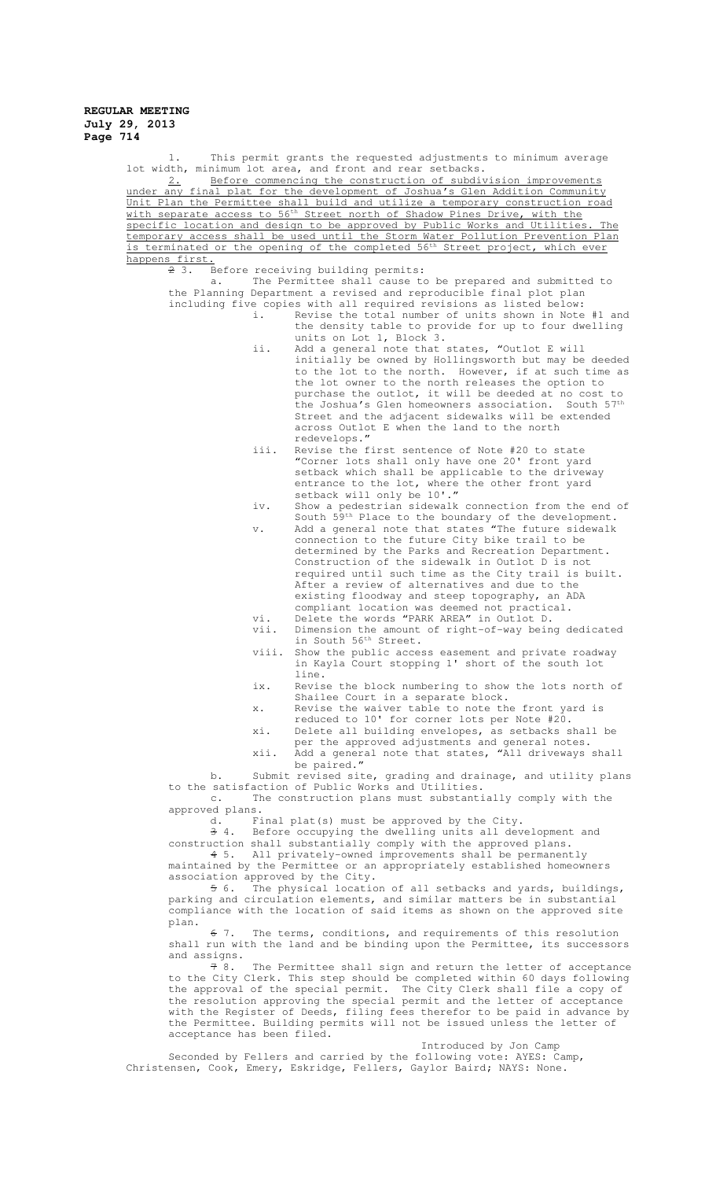1. This permit grants the requested adjustments to minimum average lot width, minimum lot area, and front and rear setbacks.

2. Before commencing the construction of subdivision improvements under any final plat for the development of Joshua's Glen Addition Community Unit Plan the Permittee shall build and utilize a temporary construction road with separate access to 56th Street north of Shadow Pines Drive, with the specific location and design to be approved by Public Works and Utilities. The temporary access shall be used until the Storm Water Pollution Prevention Plan is terminated or the opening of the completed 56th Street project, which ever happens first.

~~2~~ 3. Before receiving building permits:

a. The Permittee shall cause to be prepared and submitted to the Planning Department a revised and reproducible final plot plan including five copies with all required revisions as listed below:

i. Revise the total number of units shown in Note #1 and the density table to provide for up to four dwelling units on Lot 1, Block 3.

ii. Add a general note that states, "Outlot E will initially be owned by Hollingsworth but may be deeded to the lot to the north. However, if at such time as the lot owner to the north releases the option to purchase the outlot, it will be deeded at no cost to the Joshua's Glen homeowners association. South 57th Street and the adjacent sidewalks will be extended across Outlot E when the land to the north redevelops."

iii. Revise the first sentence of Note #20 to state "Corner lots shall only have one 20' front yard setback which shall be applicable to the driveway entrance to the lot, where the other front yard setback will only be 10'."

iv. Show a pedestrian sidewalk connection from the end of South 59th Place to the boundary of the development.

v. Add a general note that states "The future sidewalk connection to the future City bike trail to be determined by the Parks and Recreation Department. Construction of the sidewalk in Outlot D is not required until such time as the City trail is built. After a review of alternatives and due to the existing floodway and steep topography, an ADA compliant location was deemed not practical.

vi. Delete the words "PARK AREA" in Outlot D.

vii. Dimension the amount of right-of-way being dedicated in South 56th Street.

viii. Show the public access easement and private roadway in Kayla Court stopping 1' short of the south lot line.

ix. Revise the block numbering to show the lots north of Shailee Court in a separate block.

x. Revise the waiver table to note the front yard is reduced to 10' for corner lots per Note #20.

xi. Delete all building envelopes, as setbacks shall be per the approved adjustments and general notes.

xii. Add a general note that states, "All driveways shall be paired."

b. Submit revised site, grading and drainage, and utility plans to the satisfaction of Public Works and Utilities.

c. The construction plans must substantially comply with the approved plans.

d. Final plat(s) must be approved by the City.

~~3~~ 4. Before occupying the dwelling units all development and construction shall substantially comply with the approved plans.

~~4~~ 5. All privately-owned improvements shall be permanently maintained by the Permittee or an appropriately established homeowners association approved by the City.

~~5~~ 6. The physical location of all setbacks and yards, buildings, parking and circulation elements, and similar matters be in substantial compliance with the location of said items as shown on the approved site plan.

~~6~~ 7. The terms, conditions, and requirements of this resolution shall run with the land and be binding upon the Permittee, its successors and assigns.

~~7~~ 8. The Permittee shall sign and return the letter of acceptance to the City Clerk. This step should be completed within 60 days following the approval of the special permit. The City Clerk shall file a copy of the resolution approving the special permit and the letter of acceptance with the Register of Deeds, filing fees therefor to be paid in advance by the Permittee. Building permits will not be issued unless the letter of acceptance has been filed.

Introduced by Jon Camp

Seconded by Fellers and carried by the following vote: AYES: Camp, Christensen, Cook, Emery, Eskridge, Fellers, Gaylor Baird; NAYS: None.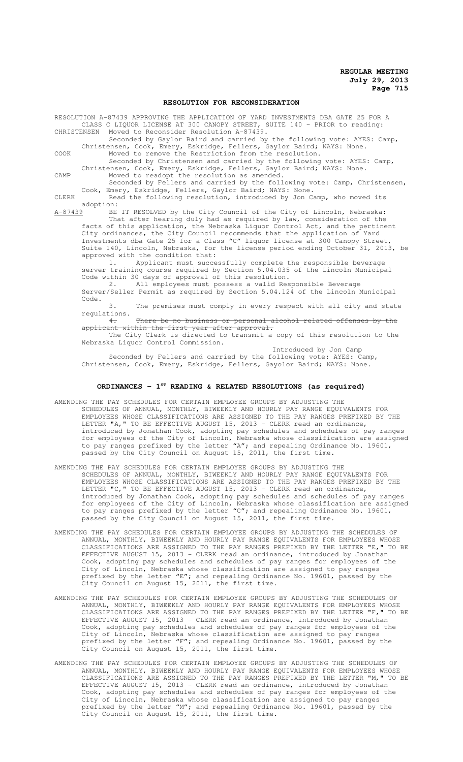## RESOLUTION FOR RECONSIDERATION

RESOLUTION A-87439 APPROVING THE APPLICATION OF YARD INVESTMENTS DBA GATE 25 FOR A CLASS C LIQUOR LICENSE AT 300 CANOPY STREET, SUITE 140 - PRIOR to reading:

CHRISTENSEN Moved to Reconsider Resolution A-87439.

Seconded by Gaylor Baird and carried by the following vote: AYES: Camp, Christensen, Cook, Emery, Eskridge, Fellers, Gaylor Baird; NAYS: None.

COOK Moved to remove the Restriction from the resolution.

Seconded by Christensen and carried by the following vote: AYES: Camp, Christensen, Cook, Emery, Eskridge, Fellers, Gaylor Baird; NAYS: None.

CAMP Moved to readopt the resolution as amended.

Seconded by Fellers and carried by the following vote: Camp, Christensen, Cook, Emery, Eskridge, Fellers, Gaylor Baird; NAYS: None.

CLERK Read the following resolution, introduced by Jon Camp, who moved its adoption:

A-87439 BE IT RESOLVED by the City Council of the City of Lincoln, Nebraska:

That after hearing duly had as required by law, consideration of the facts of this application, the Nebraska Liquor Control Act, and the pertinent City ordinances, the City Council recommends that the application of Yard Investments dba Gate 25 for a Class "C" liquor license at 300 Canopy Street, Suite 140, Lincoln, Nebraska, for the license period ending October 31, 2013, be approved with the condition that:

1. Applicant must successfully complete the responsible beverage server training course required by Section 5.04.035 of the Lincoln Municipal Code within 30 days of approval of this resolution.

2. All employees must possess a valid Responsible Beverage Server/Seller Permit as required by Section 5.04.124 of the Lincoln Municipal Code.

3. The premises must comply in every respect with all city and state regulations.

~~4. There be no business or personal alcohol related offenses by the applicant within the first year after approval.~~

The City Clerk is directed to transmit a copy of this resolution to the Nebraska Liquor Control Commission.

Introduced by Jon Camp

Seconded by Fellers and carried by the following vote: AYES: Camp, Christensen, Cook, Emery, Eskridge, Fellers, Gayolor Baird; NAYS: None.

## ORDINANCES - 1ST READING & RELATED RESOLUTIONS (as required)

AMENDING THE PAY SCHEDULES FOR CERTAIN EMPLOYEE GROUPS BY ADJUSTING THE SCHEDULES OF ANNUAL, MONTHLY, BIWEEKLY AND HOURLY PAY RANGE EQUIVALENTS FOR EMPLOYEES WHOSE CLASSIFICATIONS ARE ASSIGNED TO THE PAY RANGES PREFIXED BY THE LETTER "A," TO BE EFFECTIVE AUGUST 15, 2013 - CLERK read an ordinance, introduced by Jonathan Cook, adopting pay schedules and schedules of pay ranges for employees of the City of Lincoln, Nebraska whose classification are assigned to pay ranges prefixed by the letter "A"; and repealing Ordinance No. 19601, passed by the City Council on August 15, 2011, the first time.

AMENDING THE PAY SCHEDULES FOR CERTAIN EMPLOYEE GROUPS BY ADJUSTING THE SCHEDULES OF ANNUAL, MONTHLY, BIWEEKLY AND HOURLY PAY RANGE EQUIVALENTS FOR EMPLOYEES WHOSE CLASSIFICATIONS ARE ASSIGNED TO THE PAY RANGES PREFIXED BY THE LETTER "C," TO BE EFFECTIVE AUGUST 15, 2013 - CLERK read an ordinance, introduced by Jonathan Cook, adopting pay schedules and schedules of pay ranges for employees of the City of Lincoln, Nebraska whose classification are assigned to pay ranges prefixed by the letter "C"; and repealing Ordinance No. 19601, passed by the City Council on August 15, 2011, the first time.

AMENDING THE PAY SCHEDULES FOR CERTAIN EMPLOYEE GROUPS BY ADJUSTING THE SCHEDULES OF ANNUAL, MONTHLY, BIWEEKLY AND HOURLY PAY RANGE EQUIVALENTS FOR EMPLOYEES WHOSE CLASSIFICATIONS ARE ASSIGNED TO THE PAY RANGES PREFIXED BY THE LETTER "E," TO BE EFFECTIVE AUGUST 15, 2013 - CLERK read an ordinance, introduced by Jonathan Cook, adopting pay schedules and schedules of pay ranges for employees of the City of Lincoln, Nebraska whose classification are assigned to pay ranges prefixed by the letter "E"; and repealing Ordinance No. 19601, passed by the City Council on August 15, 2011, the first time.

AMENDING THE PAY SCHEDULES FOR CERTAIN EMPLOYEE GROUPS BY ADJUSTING THE SCHEDULES OF ANNUAL, MONTHLY, BIWEEKLY AND HOURLY PAY RANGE EQUIVALENTS FOR EMPLOYEES WHOSE CLASSIFICATIONS ARE ASSIGNED TO THE PAY RANGES PREFIXED BY THE LETTER "F," TO BE EFFECTIVE AUGUST 15, 2013 - CLERK read an ordinance, introduced by Jonathan Cook, adopting pay schedules and schedules of pay ranges for employees of the City of Lincoln, Nebraska whose classification are assigned to pay ranges prefixed by the letter "F"; and repealing Ordinance No. 19601, passed by the City Council on August 15, 2011, the first time.

AMENDING THE PAY SCHEDULES FOR CERTAIN EMPLOYEE GROUPS BY ADJUSTING THE SCHEDULES OF ANNUAL, MONTHLY, BIWEEKLY AND HOURLY PAY RANGE EQUIVALENTS FOR EMPLOYEES WHOSE CLASSIFICATIONS ARE ASSIGNED TO THE PAY RANGES PREFIXED BY THE LETTER "M," TO BE EFFECTIVE AUGUST 15, 2013 - CLERK read an ordinance, introduced by Jonathan Cook, adopting pay schedules and schedules of pay ranges for employees of the City of Lincoln, Nebraska whose classification are assigned to pay ranges prefixed by the letter "M"; and repealing Ordinance No. 19601, passed by the City Council on August 15, 2011, the first time.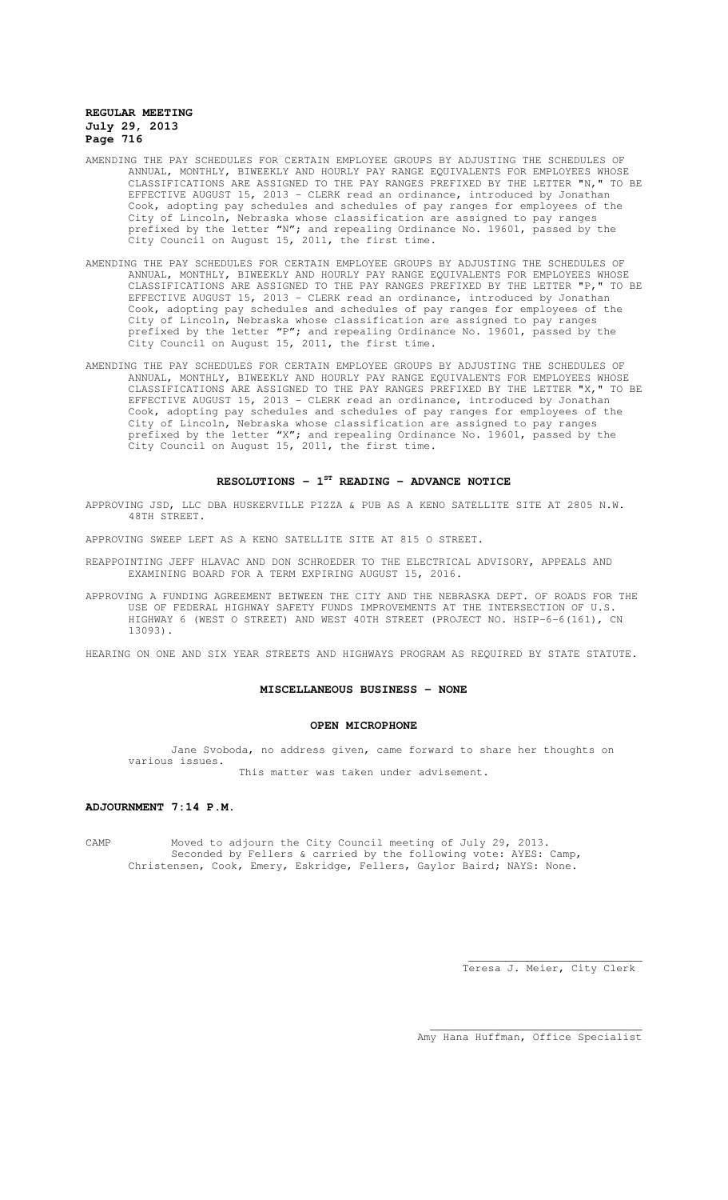AMENDING THE PAY SCHEDULES FOR CERTAIN EMPLOYEE GROUPS BY ADJUSTING THE SCHEDULES OF ANNUAL, MONTHLY, BIWEEKLY AND HOURLY PAY RANGE EQUIVALENTS FOR EMPLOYEES WHOSE CLASSIFICATIONS ARE ASSIGNED TO THE PAY RANGES PREFIXED BY THE LETTER "N," TO BE EFFECTIVE AUGUST 15, 2013 - CLERK read an ordinance, introduced by Jonathan Cook, adopting pay schedules and schedules of pay ranges for employees of the City of Lincoln, Nebraska whose classification are assigned to pay ranges prefixed by the letter "N"; and repealing Ordinance No. 19601, passed by the City Council on August 15, 2011, the first time.

AMENDING THE PAY SCHEDULES FOR CERTAIN EMPLOYEE GROUPS BY ADJUSTING THE SCHEDULES OF ANNUAL, MONTHLY, BIWEEKLY AND HOURLY PAY RANGE EQUIVALENTS FOR EMPLOYEES WHOSE CLASSIFICATIONS ARE ASSIGNED TO THE PAY RANGES PREFIXED BY THE LETTER "P," TO BE EFFECTIVE AUGUST 15, 2013 - CLERK read an ordinance, introduced by Jonathan Cook, adopting pay schedules and schedules of pay ranges for employees of the City of Lincoln, Nebraska whose classification are assigned to pay ranges prefixed by the letter "P"; and repealing Ordinance No. 19601, passed by the City Council on August 15, 2011, the first time.

AMENDING THE PAY SCHEDULES FOR CERTAIN EMPLOYEE GROUPS BY ADJUSTING THE SCHEDULES OF ANNUAL, MONTHLY, BIWEEKLY AND HOURLY PAY RANGE EQUIVALENTS FOR EMPLOYEES WHOSE CLASSIFICATIONS ARE ASSIGNED TO THE PAY RANGES PREFIXED BY THE LETTER "X," TO BE EFFECTIVE AUGUST 15, 2013 - CLERK read an ordinance, introduced by Jonathan Cook, adopting pay schedules and schedules of pay ranges for employees of the City of Lincoln, Nebraska whose classification are assigned to pay ranges prefixed by the letter "X"; and repealing Ordinance No. 19601, passed by the City Council on August 15, 2011, the first time.

## RESOLUTIONS - 1ST READING - ADVANCE NOTICE

APPROVING JSD, LLC DBA HUSKERVILLE PIZZA & PUB AS A KENO SATELLITE SITE AT 2805 N.W. 48TH STREET.

APPROVING SWEEP LEFT AS A KENO SATELLITE SITE AT 815 O STREET.

REAPPOINTING JEFF HLAVAC AND DON SCHROEDER TO THE ELECTRICAL ADVISORY, APPEALS AND EXAMINING BOARD FOR A TERM EXPIRING AUGUST 15, 2016.

APPROVING A FUNDING AGREEMENT BETWEEN THE CITY AND THE NEBRASKA DEPT. OF ROADS FOR THE USE OF FEDERAL HIGHWAY SAFETY FUNDS IMPROVEMENTS AT THE INTERSECTION OF U.S. HIGHWAY 6 (WEST O STREET) AND WEST 40TH STREET (PROJECT NO. HSIP-6-6(161), CN 13093).

HEARING ON ONE AND SIX YEAR STREETS AND HIGHWAYS PROGRAM AS REQUIRED BY STATE STATUTE.

## MISCELLANEOUS BUSINESS - NONE

## OPEN MICROPHONE

Jane Svoboda, no address given, came forward to share her thoughts on various issues.
This matter was taken under advisement.

## ADJOURNMENT 7:14 P.M.

CAMP Moved to adjourn the City Council meeting of July 29, 2013.
Seconded by Fellers & carried by the following vote: AYES: Camp, Christensen, Cook, Emery, Eskridge, Fellers, Gaylor Baird; NAYS: None.

Teresa J. Meier, City Clerk

Amy Hana Huffman, Office Specialist